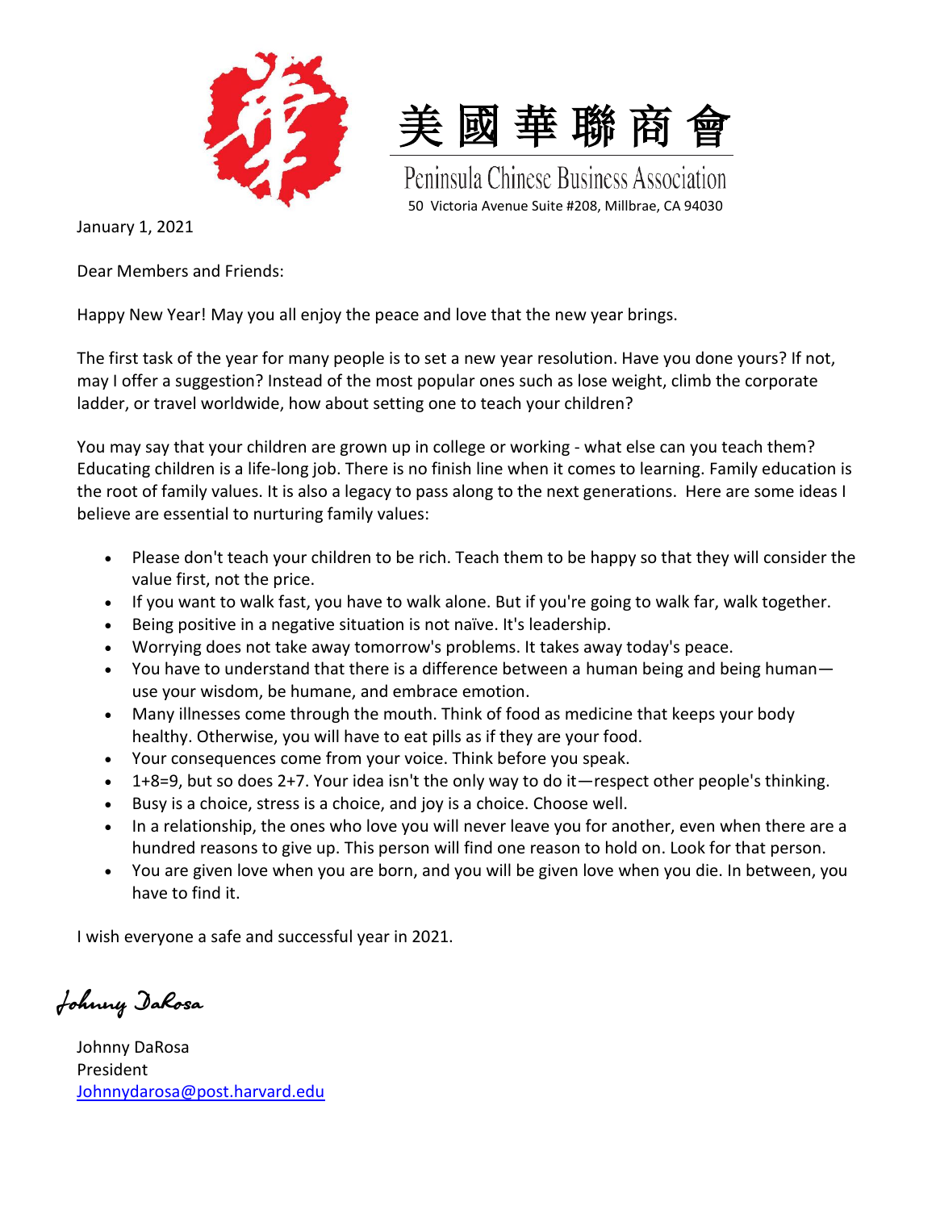美國華聯商會

Peninsula Chinese Business Association

50 Victoria Avenue Suite #208, Millbrae, CA 94030

January 1, 2021

Dear Members and Friends:

Happy New Year! May you all enjoy the peace and love that the new year brings.

The first task of the year for many people is to set a new year resolution. Have you done yours? If not, may I offer a suggestion? Instead of the most popular ones such as lose weight, climb the corporate ladder, or travel worldwide, how about setting one to teach your children?

You may say that your children are grown up in college or working - what else can you teach them? Educating children is a life-long job. There is no finish line when it comes to learning. Family education is the root of family values. It is also a legacy to pass along to the next generations. Here are some ideas I believe are essential to nurturing family values:

- Please don't teach your children to be rich. Teach them to be happy so that they will consider the value first, not the price.
- If you want to walk fast, you have to walk alone. But if you're going to walk far, walk together.
- Being positive in a negative situation is not naïve. It's leadership.
- Worrying does not take away tomorrow's problems. It takes away today's peace.
- You have to understand that there is a difference between a human being and being human—use your wisdom, be humane, and embrace emotion.
- Many illnesses come through the mouth. Think of food as medicine that keeps your body healthy. Otherwise, you will have to eat pills as if they are your food.
- Your consequences come from your voice. Think before you speak.
- 1+8=9, but so does 2+7. Your idea isn't the only way to do it—respect other people's thinking.
- Busy is a choice, stress is a choice, and joy is a choice. Choose well.
- In a relationship, the ones who love you will never leave you for another, even when there are a hundred reasons to give up. This person will find one reason to hold on. Look for that person.
- You are given love when you are born, and you will be given love when you die. In between, you have to find it.

I wish everyone a safe and successful year in 2021.

*Johnny DaRosa*

Johnny DaRosa
President
Johnnydarosa@post.harvard.edu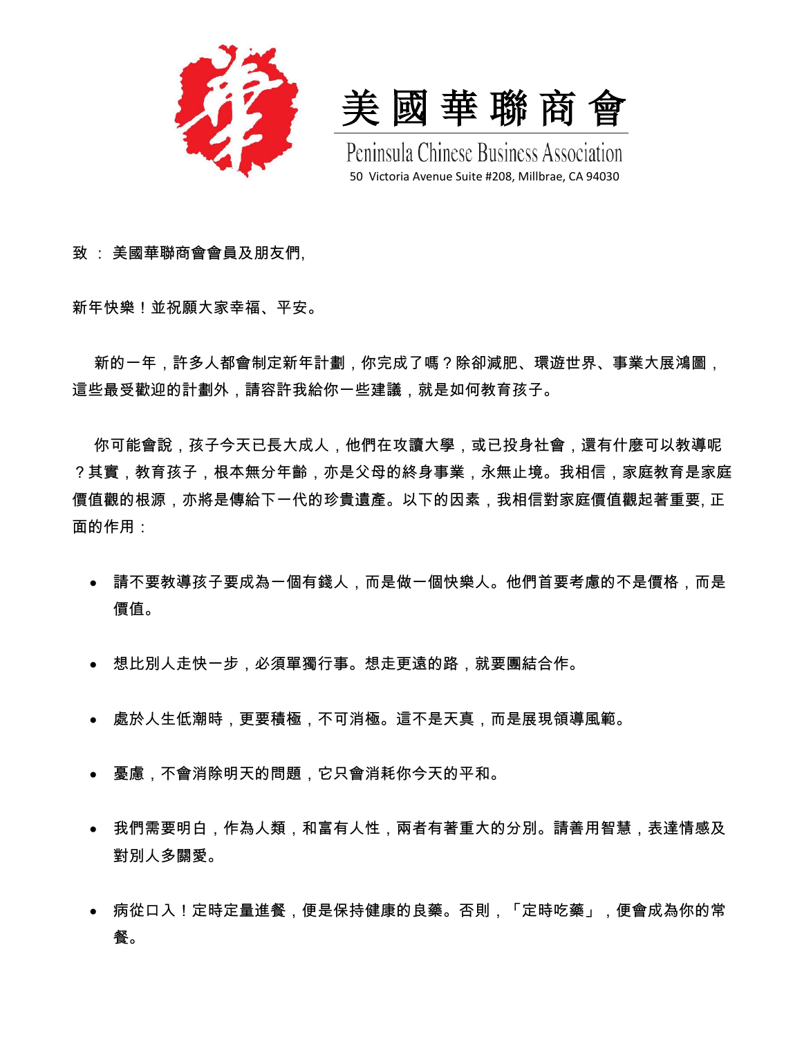# 美國華聯商會

Peninsula Chinese Business Association

50 Victoria Avenue Suite #208, Millbrae, CA 94030

致 ： 美國華聯商會會員及朋友們,

新年快樂！並祝願大家幸福、平安。

新的一年，許多人都會制定新年計劃，你完成了嗎？除卻減肥、環遊世界、事業大展鴻圖，這些最受歡迎的計劃外，請容許我給你一些建議，就是如何教育孩子。

你可能會說，孩子今天已長大成人，他們在攻讀大學，或已投身社會，還有什麼可以教導呢？其實，教育孩子，根本無分年齡，亦是父母的終身事業，永無止境。我相信，家庭教育是家庭價值觀的根源，亦將是傳給下一代的珍貴遺產。以下的因素，我相信對家庭價值觀起著重要, 正面的作用：

- 請不要教導孩子要成為一個有錢人，而是做一個快樂人。他們首要考慮的不是價格，而是價值。
- 想比別人走快一步，必須單獨行事。想走更遠的路，就要團結合作。
- 處於人生低潮時，更要積極，不可消極。這不是天真，而是展現領導風範。
- 憂慮，不會消除明天的問題，它只會消耗你今天的平和。
- 我們需要明白，作為人類，和富有人性，兩者有著重大的分別。請善用智慧，表達情感及對別人多關愛。
- 病從口入！定時定量進餐，便是保持健康的良藥。否則，「定時吃藥」，便會成為你的常餐。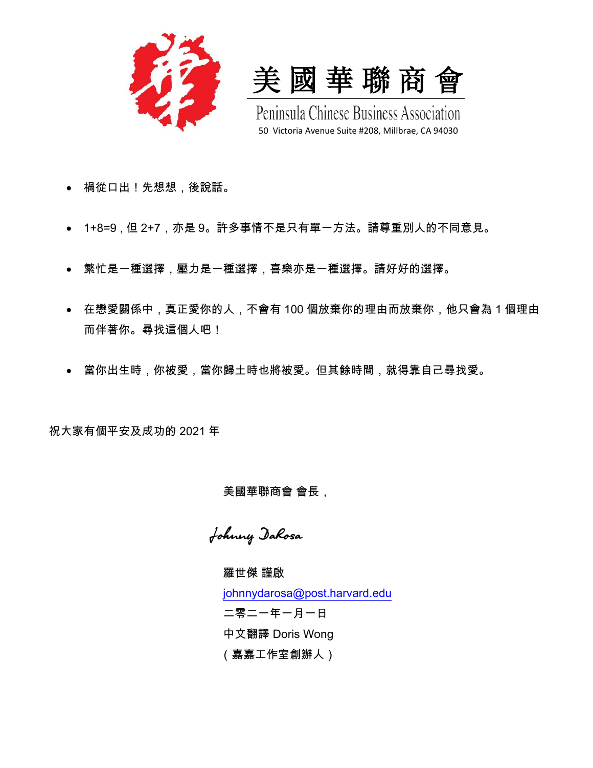美國華聯商會

Peninsula Chinese Business Association

50 Victoria Avenue Suite #208, Millbrae, CA 94030

- 禍從口出！先想想，後說話。
- 1+8=9，但 2+7，亦是 9。許多事情不是只有單一方法。請尊重別人的不同意見。
- 繁忙是一種選擇，壓力是一種選擇，喜樂亦是一種選擇。請好好的選擇。
- 在戀愛關係中，真正愛你的人，不會有 100 個放棄你的理由而放棄你，他只會為 1 個理由而伴著你。尋找這個人吧！
- 當你出生時，你被愛，當你歸土時也將被愛。但其餘時間，就得靠自己尋找愛。

祝大家有個平安及成功的 2021 年

美國華聯商會 會長，

Johnny DaRosa

羅世傑 謹啟

johnnydarosa@post.harvard.edu

二零二一年一月一日

中文翻譯 Doris Wong

（嘉嘉工作室創辦人）